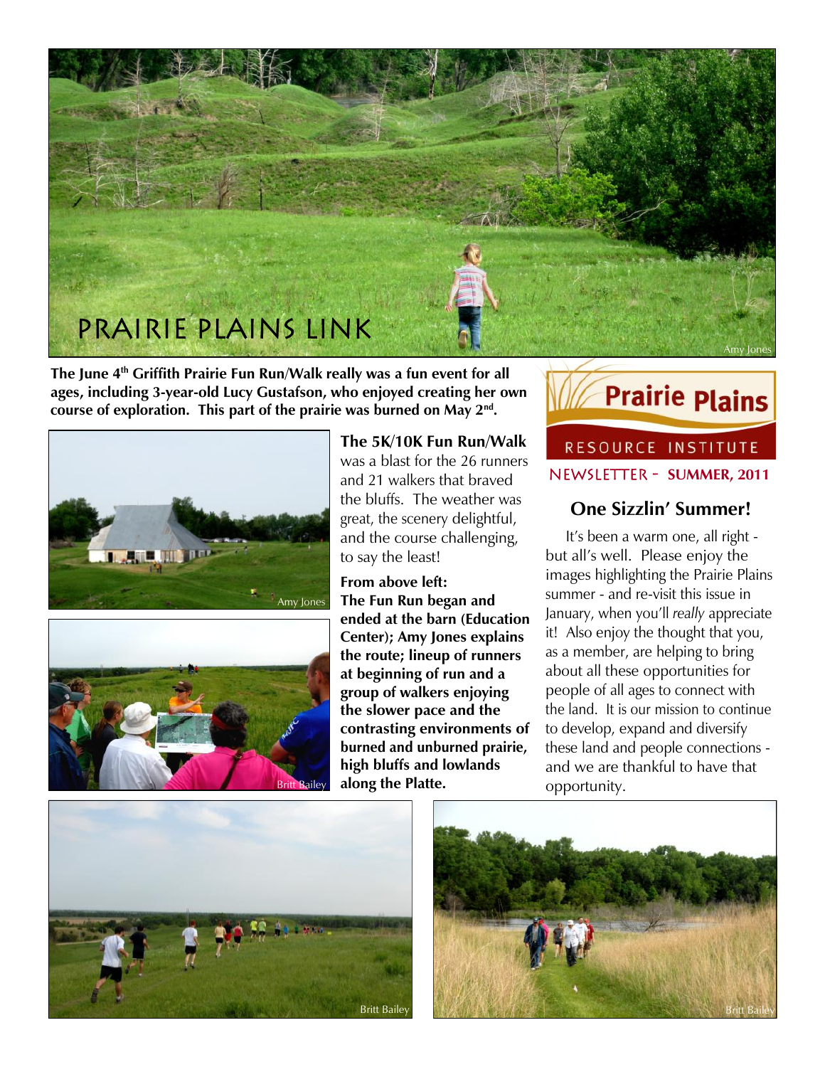# PRAIRIE PLAINS LINK

**The June 4th Griffith Prairie Fun Run/Walk really was a fun event for all ages, including 3-year-old Lucy Gustafson, who enjoyed creating her own course of exploration. This part of the prairie was burned on May 2nd.**

Prairie Plains

RESOURCE INSTITUTE

NEWSLETTER - SUMMER, 2011

**The 5K/10K Fun Run/Walk** was a blast for the 26 runners and 21 walkers that braved the bluffs. The weather was great, the scenery delightful, and the course challenging, to say the least!

**From above left: The Fun Run began and ended at the barn (Education Center); Amy Jones explains the route; lineup of runners at beginning of run and a group of walkers enjoying the slower pace and the contrasting environments of burned and unburned prairie, high bluffs and lowlands along the Platte.**

## One Sizzlin' Summer!

It's been a warm one, all right - but all's well. Please enjoy the images highlighting the Prairie Plains summer - and re-visit this issue in January, when you'll *really* appreciate it! Also enjoy the thought that you, as a member, are helping to bring about all these opportunities for people of all ages to connect with the land. It is our mission to continue to develop, expand and diversify these land and people connections - and we are thankful to have that opportunity.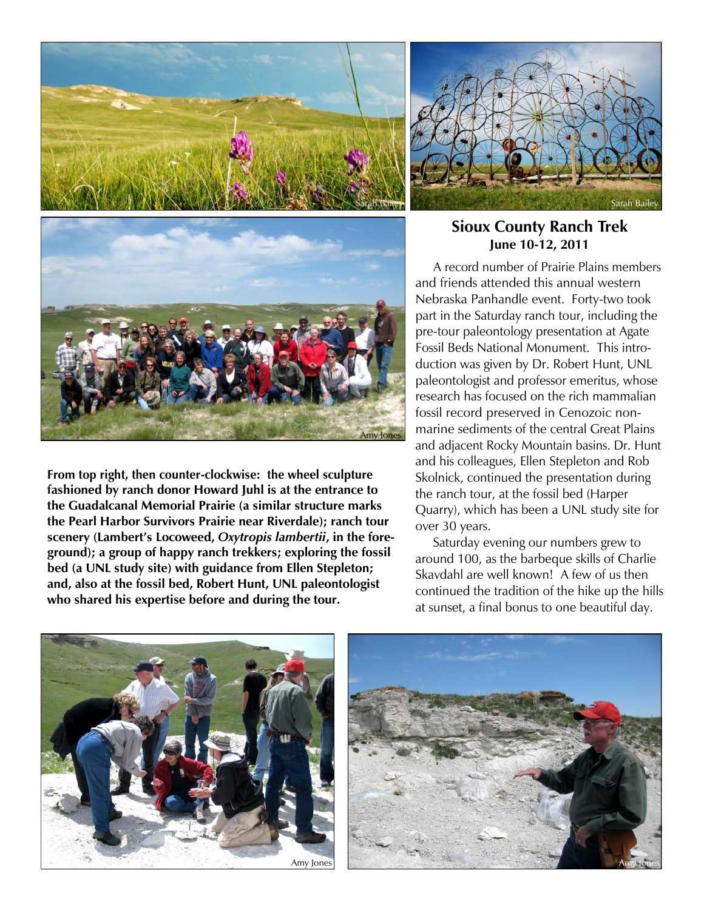Sarah Bailey

Sarah Bailey

Amy Jones

**From top right, then counter-clockwise: the wheel sculpture fashioned by ranch donor Howard Juhl is at the entrance to the Guadalcanal Memorial Prairie (a similar structure marks the Pearl Harbor Survivors Prairie near Riverdale); ranch tour scenery (Lambert's Locoweed, *Oxytropis lambertii*, in the foreground); a group of happy ranch trekkers; exploring the fossil bed (a UNL study site) with guidance from Ellen Stepleton; and, also at the fossil bed, Robert Hunt, UNL paleontologist who shared his expertise before and during the tour.**

## Sioux County Ranch Trek

**June 10-12, 2011**

A record number of Prairie Plains members and friends attended this annual western Nebraska Panhandle event. Forty-two took part in the Saturday ranch tour, including the pre-tour paleontology presentation at Agate Fossil Beds National Monument. This introduction was given by Dr. Robert Hunt, UNL paleontologist and professor emeritus, whose research has focused on the rich mammalian fossil record preserved in Cenozoic non-marine sediments of the central Great Plains and adjacent Rocky Mountain basins. Dr. Hunt and his colleagues, Ellen Stepleton and Rob Skolnick, continued the presentation during the ranch tour, at the fossil bed (Harper Quarry), which has been a UNL study site for over 30 years.

Saturday evening our numbers grew to around 100, as the barbeque skills of Charlie Skavdahl are well known! A few of us then continued the tradition of the hike up the hills at sunset, a final bonus to one beautiful day.

Amy Jones

Amy Jones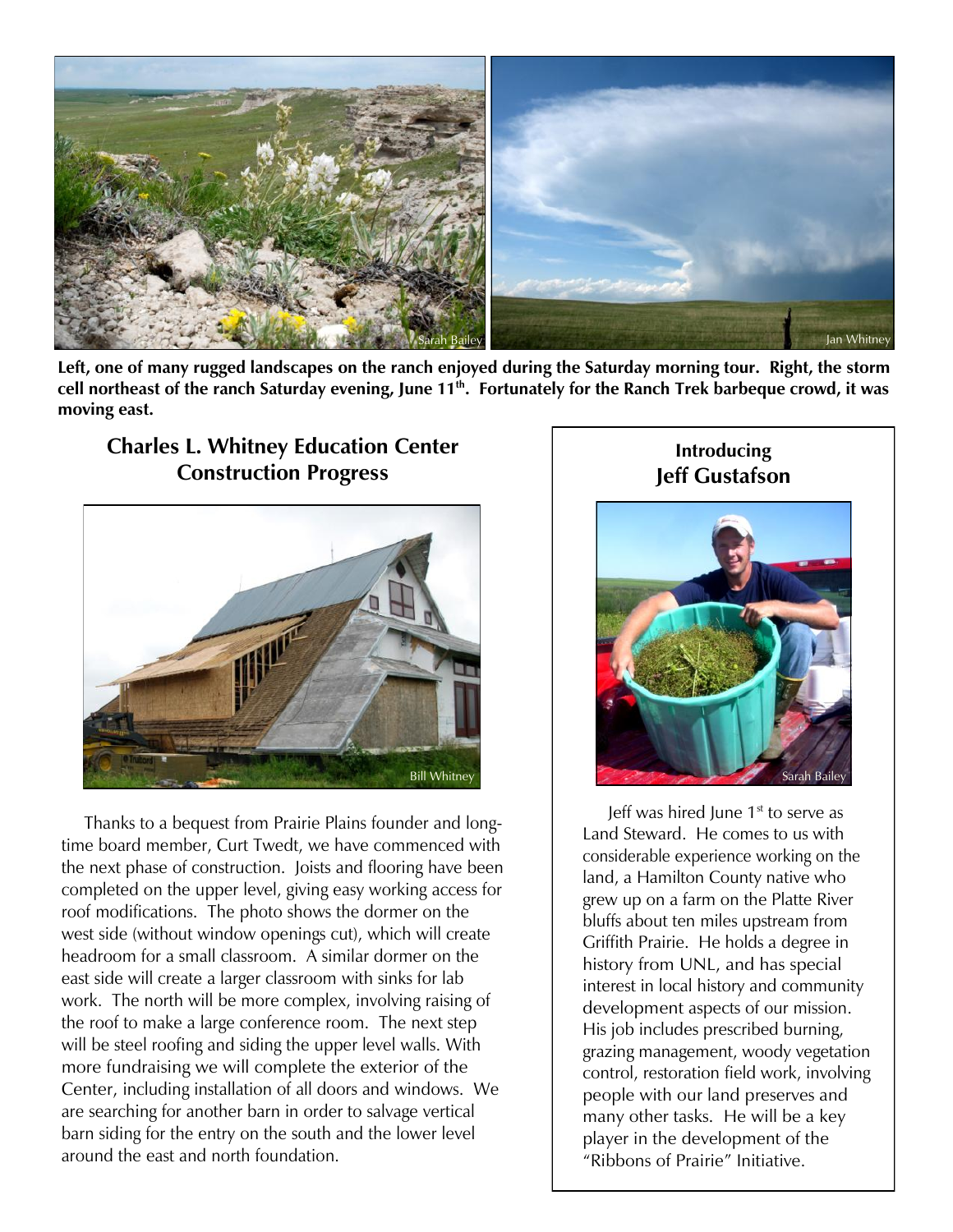**Left, one of many rugged landscapes on the ranch enjoyed during the Saturday morning tour. Right, the storm cell northeast of the ranch Saturday evening, June 11th. Fortunately for the Ranch Trek barbeque crowd, it was moving east.**

## Charles L. Whitney Education Center Construction Progress

Thanks to a bequest from Prairie Plains founder and long-time board member, Curt Twedt, we have commenced with the next phase of construction. Joists and flooring have been completed on the upper level, giving easy working access for roof modifications. The photo shows the dormer on the west side (without window openings cut), which will create headroom for a small classroom. A similar dormer on the east side will create a larger classroom with sinks for lab work. The north will be more complex, involving raising of the roof to make a large conference room. The next step will be steel roofing and siding the upper level walls. With more fundraising we will complete the exterior of the Center, including installation of all doors and windows. We are searching for another barn in order to salvage vertical barn siding for the entry on the south and the lower level around the east and north foundation.

## Introducing Jeff Gustafson

Jeff was hired June 1st to serve as Land Steward. He comes to us with considerable experience working on the land, a Hamilton County native who grew up on a farm on the Platte River bluffs about ten miles upstream from Griffith Prairie. He holds a degree in history from UNL, and has special interest in local history and community development aspects of our mission. His job includes prescribed burning, grazing management, woody vegetation control, restoration field work, involving people with our land preserves and many other tasks. He will be a key player in the development of the "Ribbons of Prairie" Initiative.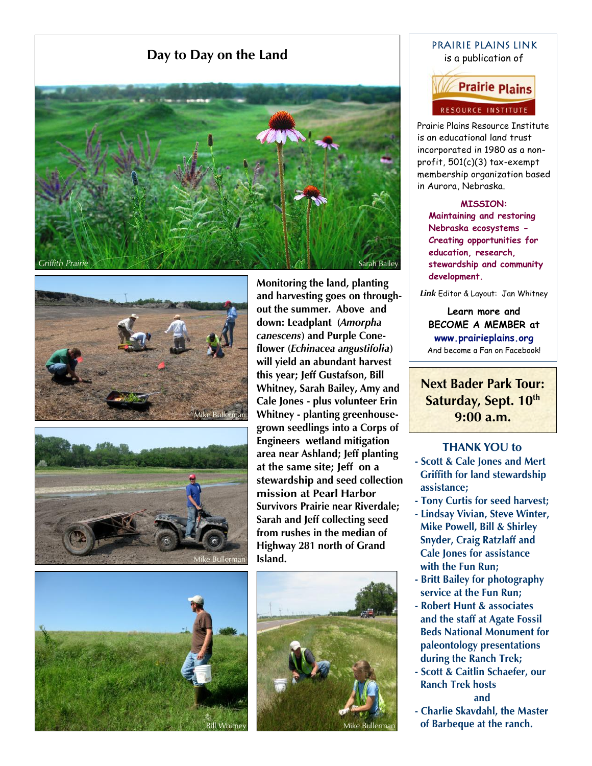## Day to Day on the Land

Griffith Prairie — Sarah Bailey

Mike Bullerman

Mike Bullerman

Bill Whitney

Mike Bullerman

**Monitoring the land, planting and harvesting goes on throughout the summer. Above and down: Leadplant (*Amorpha canescens*) and Purple Coneflower (*Echinacea angustifolia*) will yield an abundant harvest this year; Jeff Gustafson, Bill Whitney, Sarah Bailey, Amy and Cale Jones - plus volunteer Erin Whitney - planting greenhouse-grown seedlings into a Corps of Engineers wetland mitigation area near Ashland; Jeff planting at the same site; Jeff on a stewardship and seed collection mission at Pearl Harbor Survivors Prairie near Riverdale; Sarah and Jeff collecting seed from rushes in the median of Highway 281 north of Grand Island.**

PRAIRIE PLAINS LINK
is a publication of

Prairie Plains RESOURCE INSTITUTE

Prairie Plains Resource Institute is an educational land trust incorporated in 1980 as a non-profit, 501(c)(3) tax-exempt membership organization based in Aurora, Nebraska.

**MISSION:**
**Maintaining and restoring Nebraska ecosystems - Creating opportunities for education, research, stewardship and community development.**

*Link* Editor & Layout: Jan Whitney

**Learn more and BECOME A MEMBER at**
**www.prairieplains.org**
And become a Fan on Facebook!

**Next Bader Park Tour: Saturday, Sept. 10th 9:00 a.m.**

### THANK YOU to

- **Scott & Cale Jones and Mert Griffith for land stewardship assistance;**
- **Tony Curtis for seed harvest;**
- **Lindsay Vivian, Steve Winter, Mike Powell, Bill & Shirley Snyder, Craig Ratzlaff and Cale Jones for assistance with the Fun Run;**
- **Britt Bailey for photography service at the Fun Run;**
- **Robert Hunt & associates and the staff at Agate Fossil Beds National Monument for paleontology presentations during the Ranch Trek;**
- **Scott & Caitlin Schaefer, our Ranch Trek hosts**

**and**

- **Charlie Skavdahl, the Master of Barbeque at the ranch.**